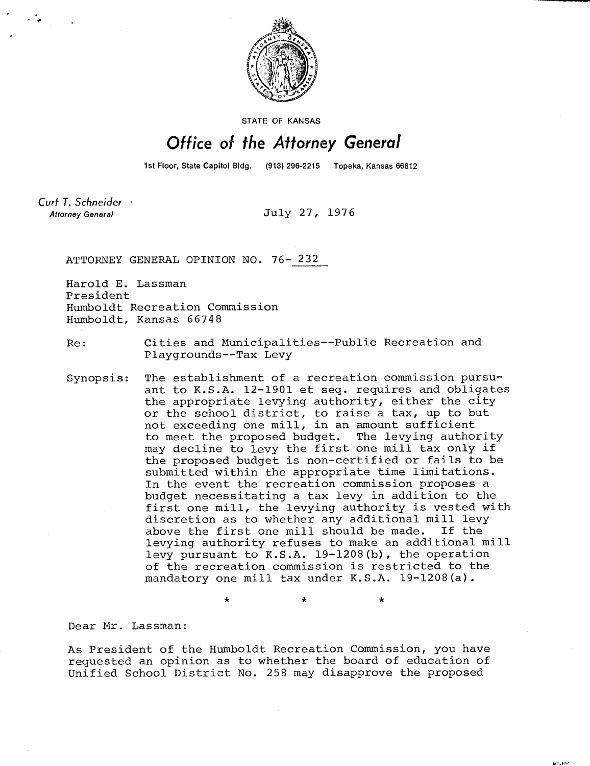STATE OF KANSAS

# Office of the Attorney General

1st Floor, State Capitol Bldg. (913) 296-2215 Topeka, Kansas 66612

*Curt T. Schneider*
*Attorney General*

July 27, 1976

ATTORNEY GENERAL OPINION NO. 76-232

Harold E. Lassman
President
Humboldt Recreation Commission
Humboldt, Kansas 66748

Re: Cities and Municipalities--Public Recreation and Playgrounds--Tax Levy

Synopsis: The establishment of a recreation commission pursuant to K.S.A. 12-1901 et seq. requires and obligates the appropriate levying authority, either the city or the school district, to raise a tax, up to but not exceeding one mill, in an amount sufficient to meet the proposed budget. The levying authority may decline to levy the first one mill tax only if the proposed budget is non-certified or fails to be submitted within the appropriate time limitations. In the event the recreation commission proposes a budget necessitating a tax levy in addition to the first one mill, the levying authority is vested with discretion as to whether any additional mill levy above the first one mill should be made. If the levying authority refuses to make an additional mill levy pursuant to K.S.A. 19-1208(b), the operation of the recreation commission is restricted to the mandatory one mill tax under K.S.A. 19-1208(a).

\* \* \*

Dear Mr. Lassman:

As President of the Humboldt Recreation Commission, you have requested an opinion as to whether the board of education of Unified School District No. 258 may disapprove the proposed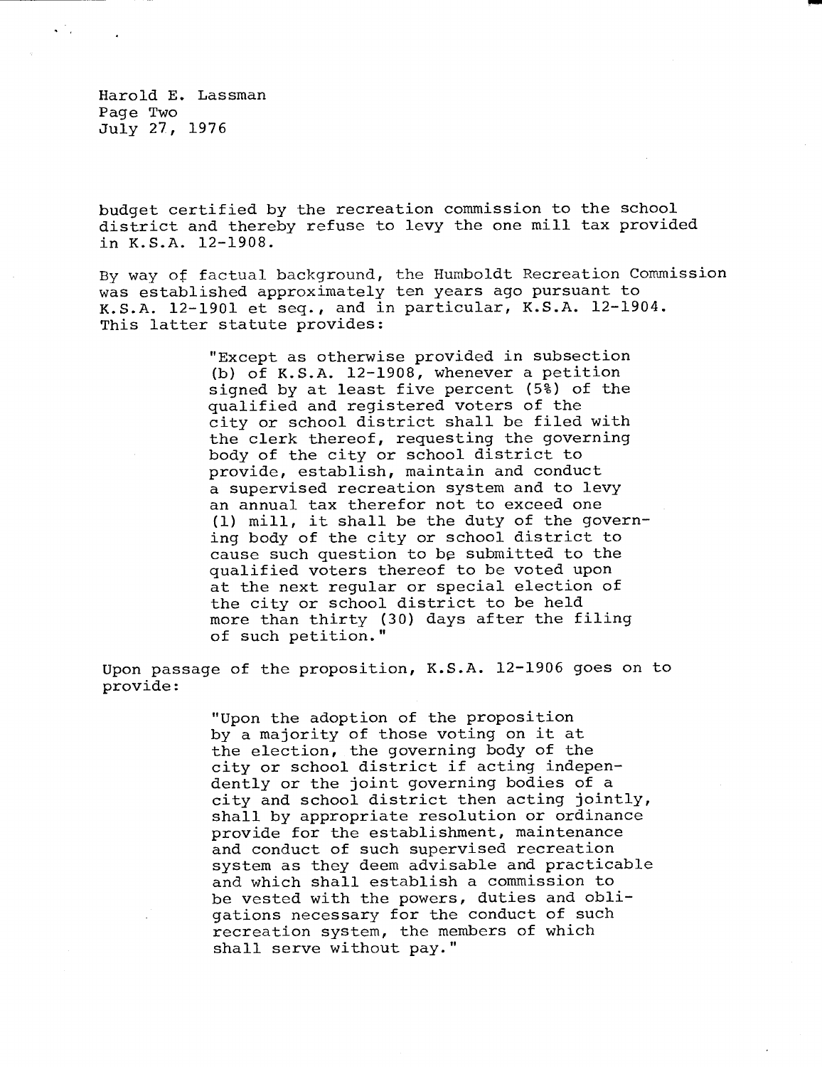budget certified by the recreation commission to the school district and thereby refuse to levy the one mill tax provided in K.S.A. 12-1908.

By way of factual background, the Humboldt Recreation Commission was established approximately ten years ago pursuant to K.S.A. 12-1901 et seq., and in particular, K.S.A. 12-1904. This latter statute provides:

> "Except as otherwise provided in subsection (b) of K.S.A. 12-1908, whenever a petition signed by at least five percent (5%) of the qualified and registered voters of the city or school district shall be filed with the clerk thereof, requesting the governing body of the city or school district to provide, establish, maintain and conduct a supervised recreation system and to levy an annual tax therefor not to exceed one (1) mill, it shall be the duty of the governing body of the city or school district to cause such question to be submitted to the qualified voters thereof to be voted upon at the next regular or special election of the city or school district to be held more than thirty (30) days after the filing of such petition."

Upon passage of the proposition, K.S.A. 12-1906 goes on to provide:

> "Upon the adoption of the proposition by a majority of those voting on it at the election, the governing body of the city or school district if acting independently or the joint governing bodies of a city and school district then acting jointly, shall by appropriate resolution or ordinance provide for the establishment, maintenance and conduct of such supervised recreation system as they deem advisable and practicable and which shall establish a commission to be vested with the powers, duties and obligations necessary for the conduct of such recreation system, the members of which shall serve without pay."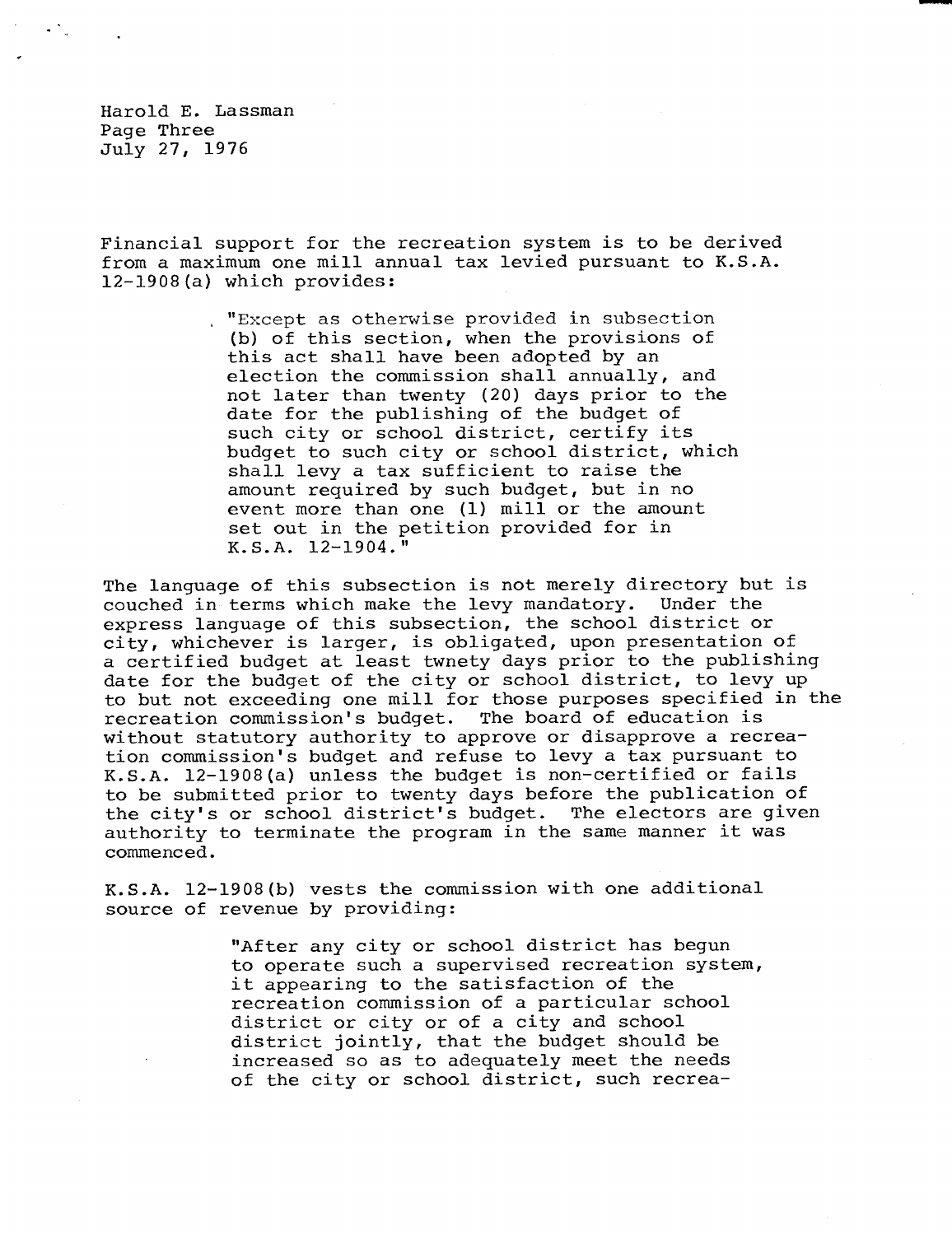Financial support for the recreation system is to be derived from a maximum one mill annual tax levied pursuant to K.S.A. 12-1908(a) which provides:

> "Except as otherwise provided in subsection (b) of this section, when the provisions of this act shall have been adopted by an election the commission shall annually, and not later than twenty (20) days prior to the date for the publishing of the budget of such city or school district, certify its budget to such city or school district, which shall levy a tax sufficient to raise the amount required by such budget, but in no event more than one (1) mill or the amount set out in the petition provided for in K.S.A. 12-1904."

The language of this subsection is not merely directory but is couched in terms which make the levy mandatory. Under the express language of this subsection, the school district or city, whichever is larger, is obligated, upon presentation of a certified budget at least twnety days prior to the publishing date for the budget of the city or school district, to levy up to but not exceeding one mill for those purposes specified in the recreation commission's budget. The board of education is without statutory authority to approve or disapprove a recreation commission's budget and refuse to levy a tax pursuant to K.S.A. 12-1908(a) unless the budget is non-certified or fails to be submitted prior to twenty days before the publication of the city's or school district's budget. The electors are given authority to terminate the program in the same manner it was commenced.

K.S.A. 12-1908(b) vests the commission with one additional source of revenue by providing:

> "After any city or school district has begun to operate such a supervised recreation system, it appearing to the satisfaction of the recreation commission of a particular school district or city or of a city and school district jointly, that the budget should be increased so as to adequately meet the needs of the city or school district, such recrea-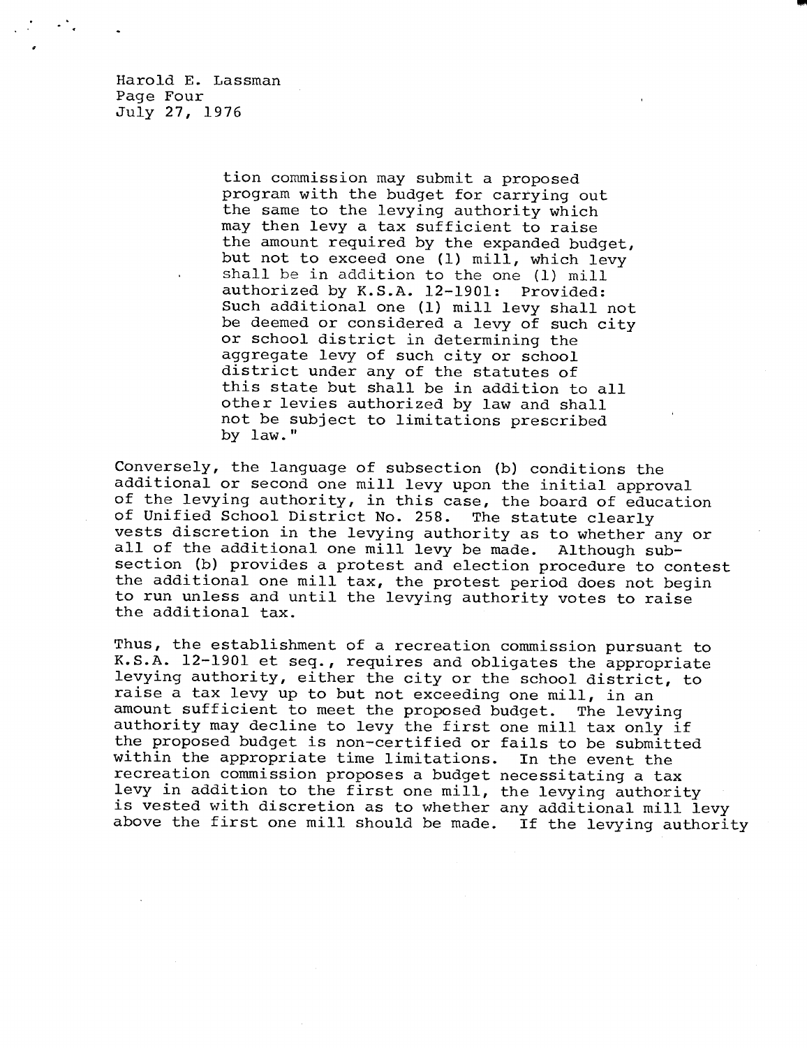> tion commission may submit a proposed program with the budget for carrying out the same to the levying authority which may then levy a tax sufficient to raise the amount required by the expanded budget, but not to exceed one (1) mill, which levy shall be in addition to the one (1) mill authorized by K.S.A. 12-1901: Provided: Such additional one (1) mill levy shall not be deemed or considered a levy of such city or school district in determining the aggregate levy of such city or school district under any of the statutes of this state but shall be in addition to all other levies authorized by law and shall not be subject to limitations prescribed by law."

Conversely, the language of subsection (b) conditions the additional or second one mill levy upon the initial approval of the levying authority, in this case, the board of education of Unified School District No. 258. The statute clearly vests discretion in the levying authority as to whether any or all of the additional one mill levy be made. Although subsection (b) provides a protest and election procedure to contest the additional one mill tax, the protest period does not begin to run unless and until the levying authority votes to raise the additional tax.

Thus, the establishment of a recreation commission pursuant to K.S.A. 12-1901 et seq., requires and obligates the appropriate levying authority, either the city or the school district, to raise a tax levy up to but not exceeding one mill, in an amount sufficient to meet the proposed budget. The levying authority may decline to levy the first one mill tax only if the proposed budget is non-certified or fails to be submitted within the appropriate time limitations. In the event the recreation commission proposes a budget necessitating a tax levy in addition to the first one mill, the levying authority is vested with discretion as to whether any additional mill levy above the first one mill should be made. If the levying authority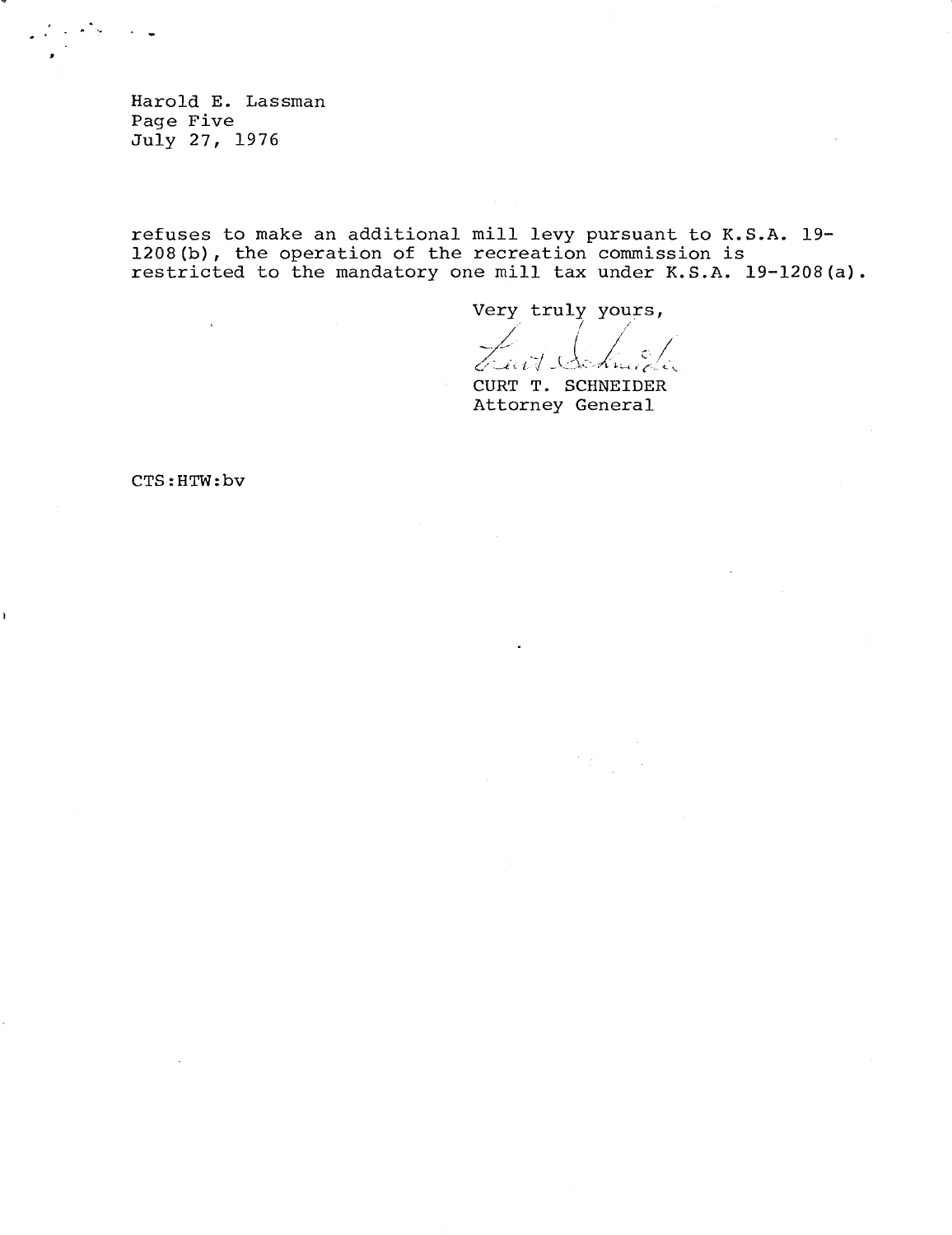refuses to make an additional mill levy pursuant to K.S.A. 19-1208(b), the operation of the recreation commission is restricted to the mandatory one mill tax under K.S.A. 19-1208(a).

Very truly yours,

CURT T. SCHNEIDER
Attorney General

CTS:HTW:bv